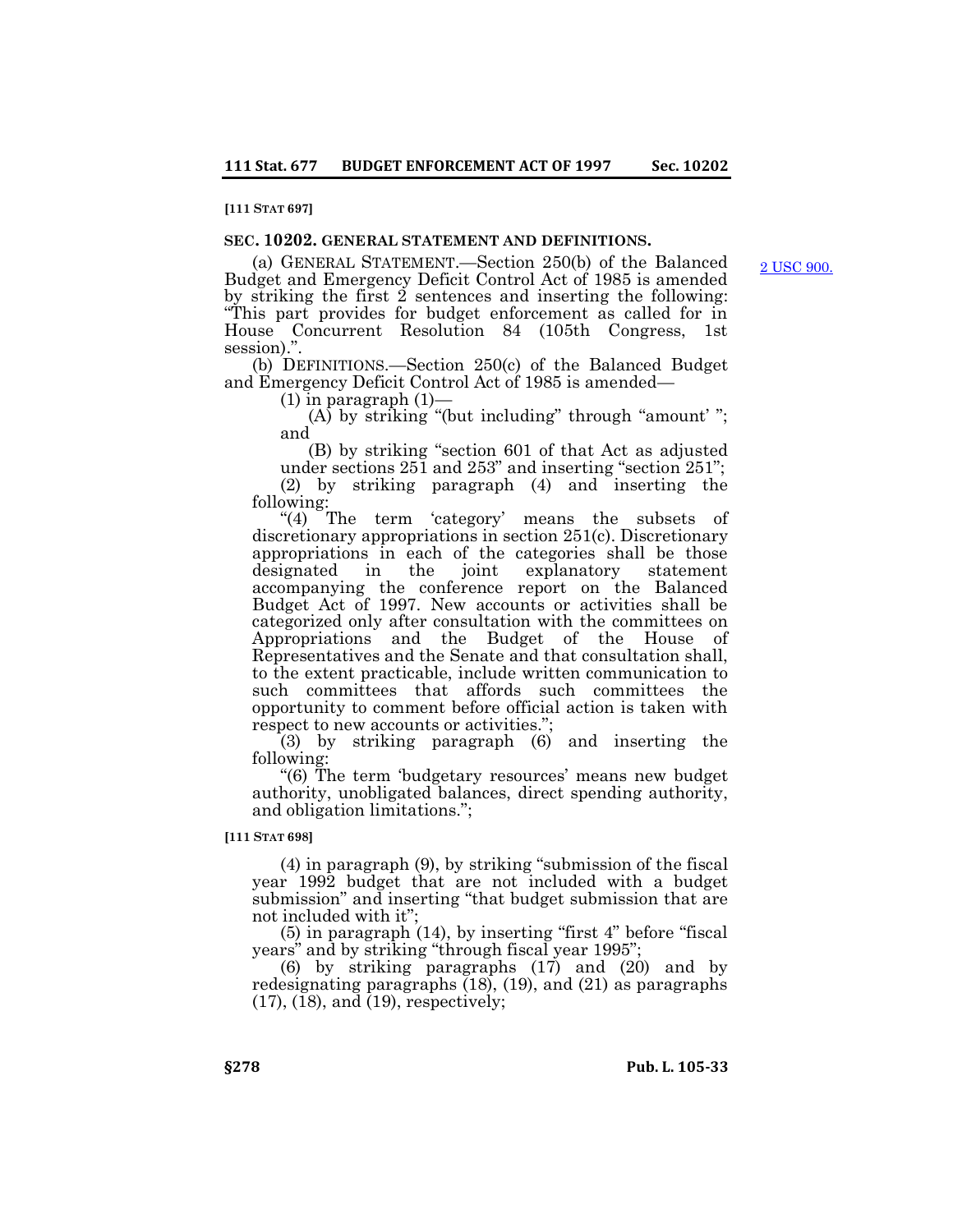[111 STAT 697]

### SEC. 10202. GENERAL STATEMENT AND DEFINITIONS.

2 USC 900.

(a) GENERAL STATEMENT.—Section 250(b) of the Balanced Budget and Emergency Deficit Control Act of 1985 is amended by striking the first 2 sentences and inserting the following: "This part provides for budget enforcement as called for in House Concurrent Resolution 84 (105th Congress, 1st session).".

(b) DEFINITIONS.—Section 250(c) of the Balanced Budget and Emergency Deficit Control Act of 1985 is amended—

(1) in paragraph (1)—

(A) by striking "(but including" through "amount' "; and

(B) by striking "section 601 of that Act as adjusted under sections 251 and 253" and inserting "section 251";

(2) by striking paragraph (4) and inserting the following:

"(4) The term 'category' means the subsets of discretionary appropriations in section 251(c). Discretionary appropriations in each of the categories shall be those designated in the joint explanatory statement accompanying the conference report on the Balanced Budget Act of 1997. New accounts or activities shall be categorized only after consultation with the committees on Appropriations and the Budget of the House of Representatives and the Senate and that consultation shall, to the extent practicable, include written communication to such committees that affords such committees the opportunity to comment before official action is taken with respect to new accounts or activities.";

(3) by striking paragraph (6) and inserting the following:

"(6) The term 'budgetary resources' means new budget authority, unobligated balances, direct spending authority, and obligation limitations.";

[111 STAT 698]

(4) in paragraph (9), by striking "submission of the fiscal year 1992 budget that are not included with a budget submission" and inserting "that budget submission that are not included with it";

(5) in paragraph (14), by inserting "first 4" before "fiscal years" and by striking "through fiscal year 1995";

(6) by striking paragraphs (17) and (20) and by redesignating paragraphs (18), (19), and (21) as paragraphs (17), (18), and (19), respectively;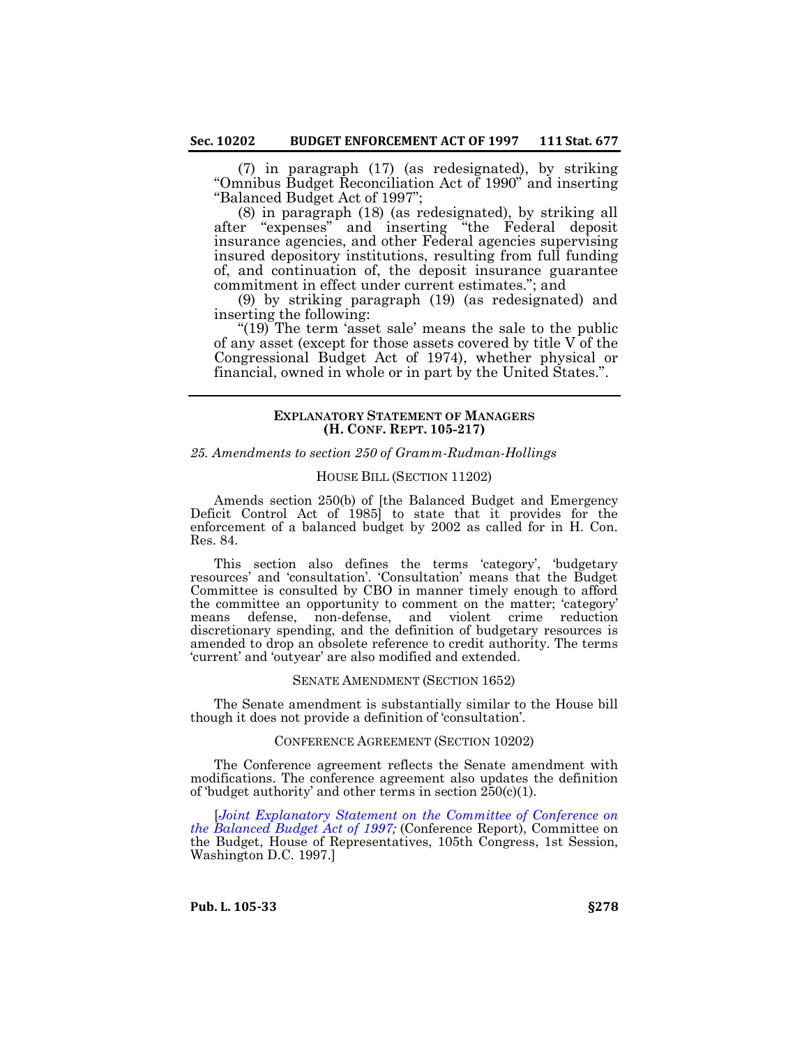(7) in paragraph (17) (as redesignated), by striking "Omnibus Budget Reconciliation Act of 1990" and inserting "Balanced Budget Act of 1997";

(8) in paragraph (18) (as redesignated), by striking all after "expenses" and inserting "the Federal deposit insurance agencies, and other Federal agencies supervising insured depository institutions, resulting from full funding of, and continuation of, the deposit insurance guarantee commitment in effect under current estimates."; and

(9) by striking paragraph (19) (as redesignated) and inserting the following:

"(19) The term 'asset sale' means the sale to the public of any asset (except for those assets covered by title V of the Congressional Budget Act of 1974), whether physical or financial, owned in whole or in part by the United States.".

---

**EXPLANATORY STATEMENT OF MANAGERS**
**(H. CONF. REPT. 105-217)**

*25. Amendments to section 250 of Gramm-Rudman-Hollings*

HOUSE BILL (SECTION 11202)

Amends section 250(b) of [the Balanced Budget and Emergency Deficit Control Act of 1985] to state that it provides for the enforcement of a balanced budget by 2002 as called for in H. Con. Res. 84.

This section also defines the terms 'category', 'budgetary resources' and 'consultation'. 'Consultation' means that the Budget Committee is consulted by CBO in manner timely enough to afford the committee an opportunity to comment on the matter; 'category' means defense, non-defense, and violent crime reduction discretionary spending, and the definition of budgetary resources is amended to drop an obsolete reference to credit authority. The terms 'current' and 'outyear' are also modified and extended.

SENATE AMENDMENT (SECTION 1652)

The Senate amendment is substantially similar to the House bill though it does not provide a definition of 'consultation'.

CONFERENCE AGREEMENT (SECTION 10202)

The Conference agreement reflects the Senate amendment with modifications. The conference agreement also updates the definition of 'budget authority' and other terms in section 250(c)(1).

[*Joint Explanatory Statement on the Committee of Conference on the Balanced Budget Act of 1997;* (Conference Report), Committee on the Budget, House of Representatives, 105th Congress, 1st Session, Washington D.C. 1997.]